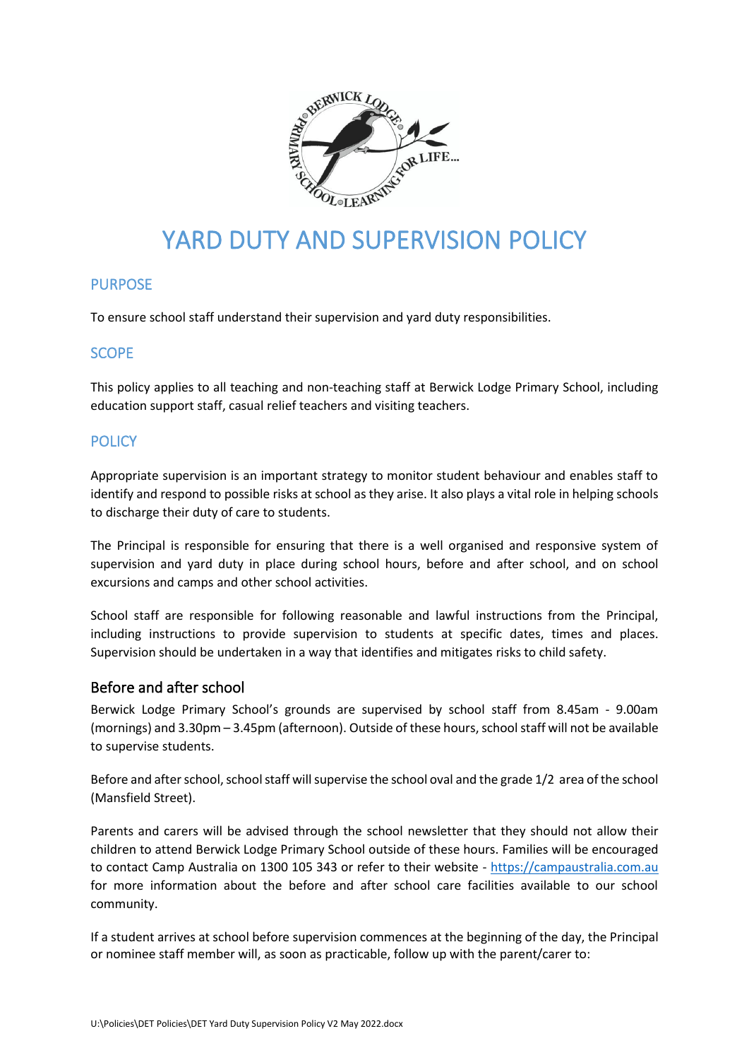# YARD DUTY AND SUPERVISION POLICY

## PURPOSE

To ensure school staff understand their supervision and yard duty responsibilities.

## SCOPE

This policy applies to all teaching and non-teaching staff at Berwick Lodge Primary School, including education support staff, casual relief teachers and visiting teachers.

## POLICY

Appropriate supervision is an important strategy to monitor student behaviour and enables staff to identify and respond to possible risks at school as they arise. It also plays a vital role in helping schools to discharge their duty of care to students.

The Principal is responsible for ensuring that there is a well organised and responsive system of supervision and yard duty in place during school hours, before and after school, and on school excursions and camps and other school activities.

School staff are responsible for following reasonable and lawful instructions from the Principal, including instructions to provide supervision to students at specific dates, times and places. Supervision should be undertaken in a way that identifies and mitigates risks to child safety.

### Before and after school

Berwick Lodge Primary School's grounds are supervised by school staff from 8.45am - 9.00am (mornings) and 3.30pm – 3.45pm (afternoon). Outside of these hours, school staff will not be available to supervise students.

Before and after school, school staff will supervise the school oval and the grade 1/2 area of the school (Mansfield Street).

Parents and carers will be advised through the school newsletter that they should not allow their children to attend Berwick Lodge Primary School outside of these hours. Families will be encouraged to contact Camp Australia on 1300 105 343 or refer to their website - https://campaustralia.com.au for more information about the before and after school care facilities available to our school community.

If a student arrives at school before supervision commences at the beginning of the day, the Principal or nominee staff member will, as soon as practicable, follow up with the parent/carer to: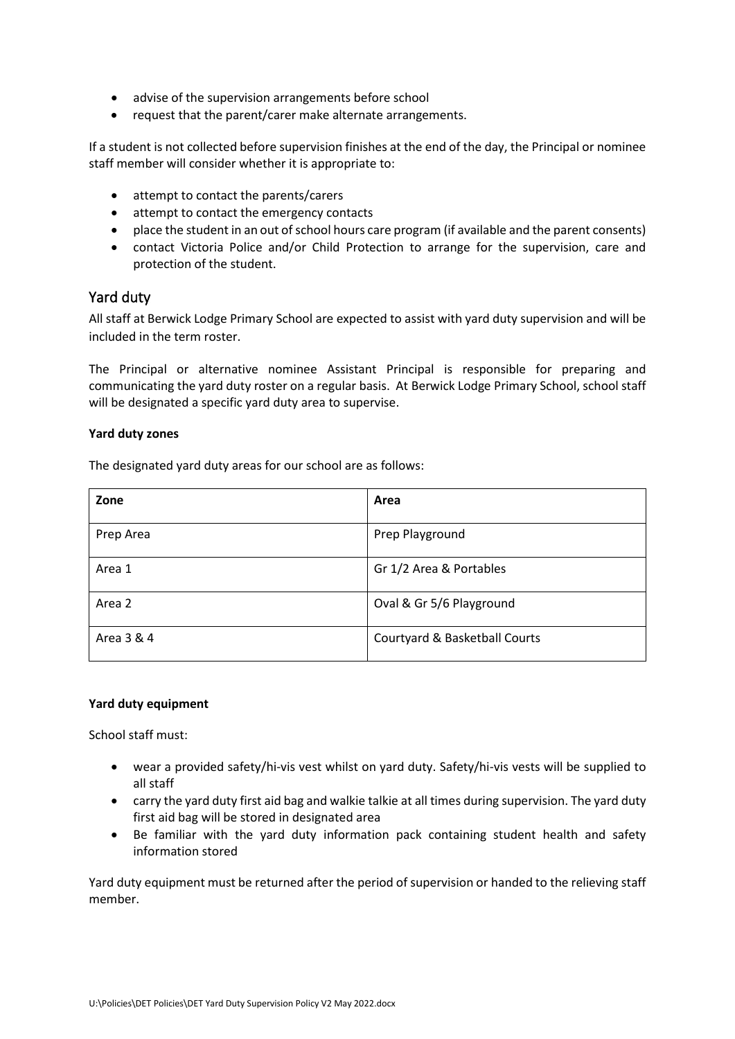- advise of the supervision arrangements before school
- request that the parent/carer make alternate arrangements.

If a student is not collected before supervision finishes at the end of the day, the Principal or nominee staff member will consider whether it is appropriate to:

- attempt to contact the parents/carers
- attempt to contact the emergency contacts
- place the student in an out of school hours care program (if available and the parent consents)
- contact Victoria Police and/or Child Protection to arrange for the supervision, care and protection of the student.

## Yard duty

All staff at Berwick Lodge Primary School are expected to assist with yard duty supervision and will be included in the term roster.

The Principal or alternative nominee Assistant Principal is responsible for preparing and communicating the yard duty roster on a regular basis. At Berwick Lodge Primary School, school staff will be designated a specific yard duty area to supervise.

**Yard duty zones**

The designated yard duty areas for our school are as follows:

| Zone | Area |
| --- | --- |
| Prep Area | Prep Playground |
| Area 1 | Gr 1/2 Area & Portables |
| Area 2 | Oval & Gr 5/6 Playground |
| Area 3 & 4 | Courtyard & Basketball Courts |

**Yard duty equipment**

School staff must:

- wear a provided safety/hi-vis vest whilst on yard duty. Safety/hi-vis vests will be supplied to all staff
- carry the yard duty first aid bag and walkie talkie at all times during supervision. The yard duty first aid bag will be stored in designated area
- Be familiar with the yard duty information pack containing student health and safety information stored

Yard duty equipment must be returned after the period of supervision or handed to the relieving staff member.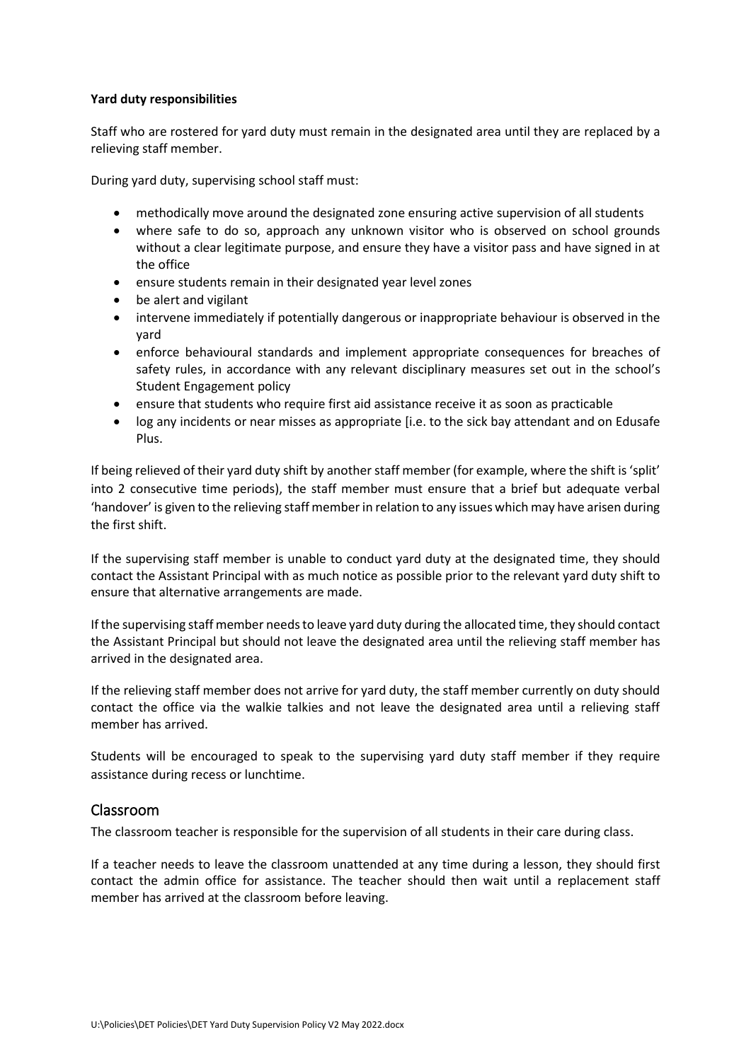**Yard duty responsibilities**

Staff who are rostered for yard duty must remain in the designated area until they are replaced by a relieving staff member.

During yard duty, supervising school staff must:

- methodically move around the designated zone ensuring active supervision of all students
- where safe to do so, approach any unknown visitor who is observed on school grounds without a clear legitimate purpose, and ensure they have a visitor pass and have signed in at the office
- ensure students remain in their designated year level zones
- be alert and vigilant
- intervene immediately if potentially dangerous or inappropriate behaviour is observed in the yard
- enforce behavioural standards and implement appropriate consequences for breaches of safety rules, in accordance with any relevant disciplinary measures set out in the school's Student Engagement policy
- ensure that students who require first aid assistance receive it as soon as practicable
- log any incidents or near misses as appropriate [i.e. to the sick bay attendant and on Edusafe Plus.

If being relieved of their yard duty shift by another staff member (for example, where the shift is 'split' into 2 consecutive time periods), the staff member must ensure that a brief but adequate verbal 'handover' is given to the relieving staff member in relation to any issues which may have arisen during the first shift.

If the supervising staff member is unable to conduct yard duty at the designated time, they should contact the Assistant Principal with as much notice as possible prior to the relevant yard duty shift to ensure that alternative arrangements are made.

If the supervising staff member needs to leave yard duty during the allocated time, they should contact the Assistant Principal but should not leave the designated area until the relieving staff member has arrived in the designated area.

If the relieving staff member does not arrive for yard duty, the staff member currently on duty should contact the office via the walkie talkies and not leave the designated area until a relieving staff member has arrived.

Students will be encouraged to speak to the supervising yard duty staff member if they require assistance during recess or lunchtime.

## Classroom

The classroom teacher is responsible for the supervision of all students in their care during class.

If a teacher needs to leave the classroom unattended at any time during a lesson, they should first contact the admin office for assistance. The teacher should then wait until a replacement staff member has arrived at the classroom before leaving.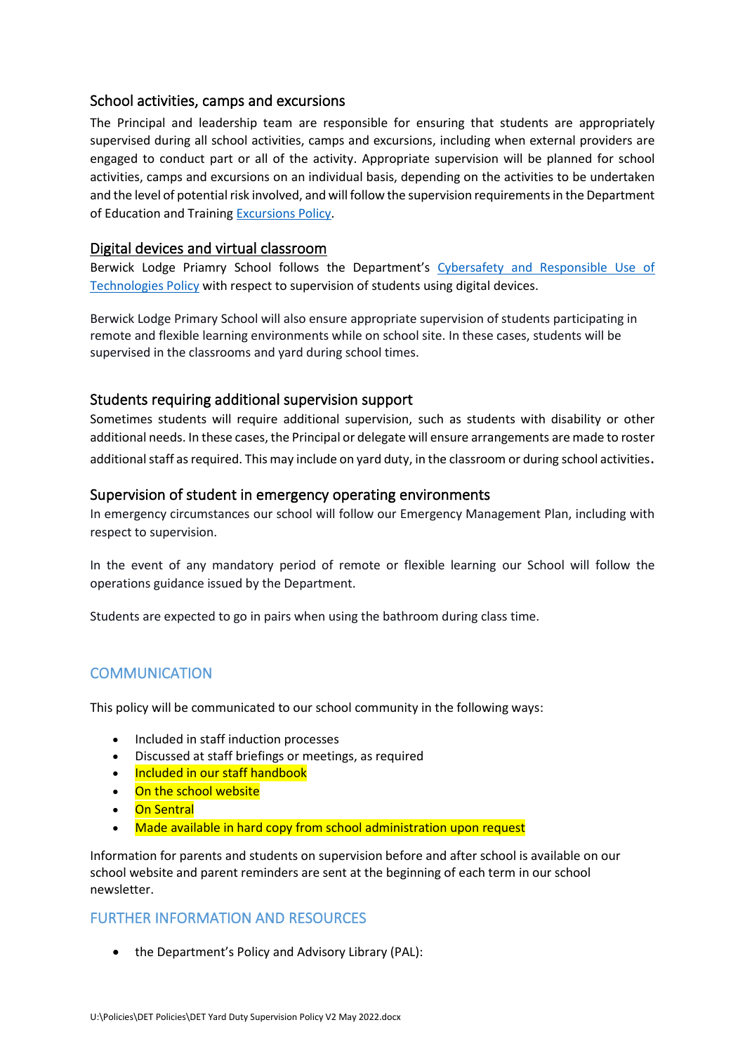### School activities, camps and excursions

The Principal and leadership team are responsible for ensuring that students are appropriately supervised during all school activities, camps and excursions, including when external providers are engaged to conduct part or all of the activity. Appropriate supervision will be planned for school activities, camps and excursions on an individual basis, depending on the activities to be undertaken and the level of potential risk involved, and will follow the supervision requirements in the Department of Education and Training Excursions Policy.

### Digital devices and virtual classroom

Berwick Lodge Priamry School follows the Department's Cybersafety and Responsible Use of Technologies Policy with respect to supervision of students using digital devices.

Berwick Lodge Primary School will also ensure appropriate supervision of students participating in remote and flexible learning environments while on school site. In these cases, students will be supervised in the classrooms and yard during school times.

### Students requiring additional supervision support

Sometimes students will require additional supervision, such as students with disability or other additional needs. In these cases, the Principal or delegate will ensure arrangements are made to roster additional staff as required. This may include on yard duty, in the classroom or during school activities.

### Supervision of student in emergency operating environments

In emergency circumstances our school will follow our Emergency Management Plan, including with respect to supervision.

In the event of any mandatory period of remote or flexible learning our School will follow the operations guidance issued by the Department.

Students are expected to go in pairs when using the bathroom during class time.

## COMMUNICATION

This policy will be communicated to our school community in the following ways:

- Included in staff induction processes
- Discussed at staff briefings or meetings, as required
- Included in our staff handbook
- On the school website
- On Sentral
- Made available in hard copy from school administration upon request

Information for parents and students on supervision before and after school is available on our school website and parent reminders are sent at the beginning of each term in our school newsletter.

## FURTHER INFORMATION AND RESOURCES

- the Department's Policy and Advisory Library (PAL):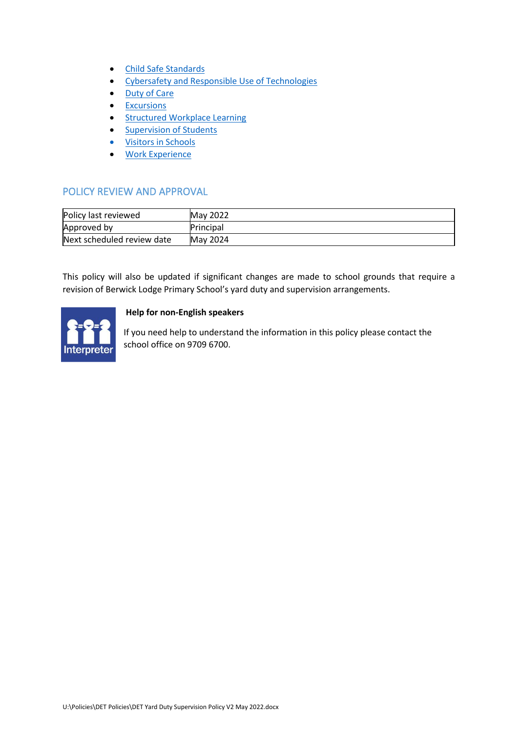- Child Safe Standards
- Cybersafety and Responsible Use of Technologies
- Duty of Care
- Excursions
- Structured Workplace Learning
- Supervision of Students
- Visitors in Schools
- Work Experience

## POLICY REVIEW AND APPROVAL

| | |
|---|---|
| Policy last reviewed | May 2022 |
| Approved by | Principal |
| Next scheduled review date | May 2024 |

This policy will also be updated if significant changes are made to school grounds that require a revision of Berwick Lodge Primary School's yard duty and supervision arrangements.

**Help for non-English speakers**

If you need help to understand the information in this policy please contact the school office on 9709 6700.